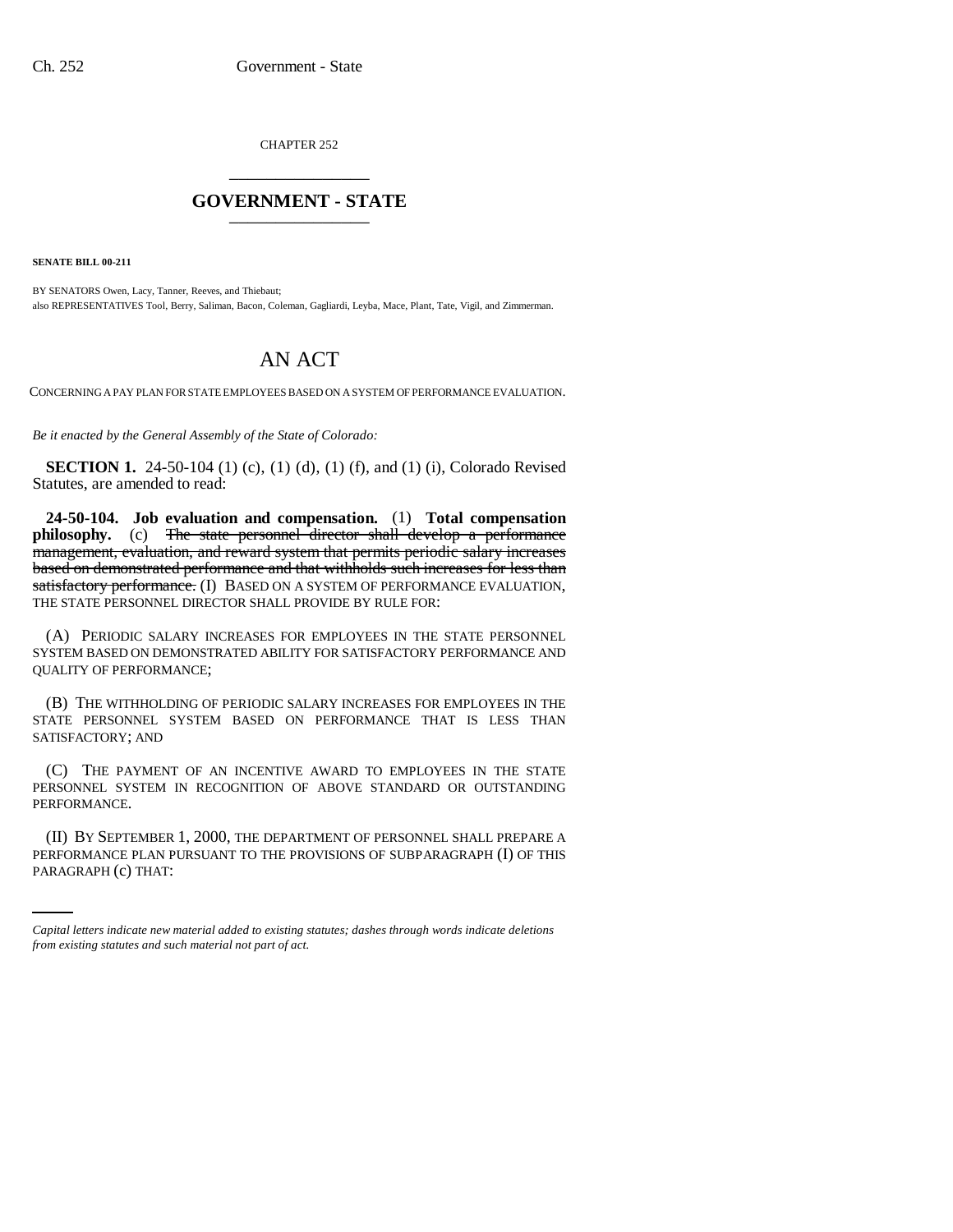CHAPTER 252

# GOVERNMENT - STATE

**SENATE BILL 00-211**

BY SENATORS Owen, Lacy, Tanner, Reeves, and Thiebaut;
also REPRESENTATIVES Tool, Berry, Saliman, Bacon, Coleman, Gagliardi, Leyba, Mace, Plant, Tate, Vigil, and Zimmerman.

# AN ACT

CONCERNING A PAY PLAN FOR STATE EMPLOYEES BASED ON A SYSTEM OF PERFORMANCE EVALUATION.

*Be it enacted by the General Assembly of the State of Colorado:*

**SECTION 1.** 24-50-104 (1) (c), (1) (d), (1) (f), and (1) (i), Colorado Revised Statutes, are amended to read:

**24-50-104. Job evaluation and compensation.** (1) **Total compensation philosophy.** (c) ~~The state personnel director shall develop a performance management, evaluation, and reward system that permits periodic salary increases based on demonstrated performance and that withholds such increases for less than satisfactory performance.~~ (I) BASED ON A SYSTEM OF PERFORMANCE EVALUATION, THE STATE PERSONNEL DIRECTOR SHALL PROVIDE BY RULE FOR:

(A) PERIODIC SALARY INCREASES FOR EMPLOYEES IN THE STATE PERSONNEL SYSTEM BASED ON DEMONSTRATED ABILITY FOR SATISFACTORY PERFORMANCE AND QUALITY OF PERFORMANCE;

(B) THE WITHHOLDING OF PERIODIC SALARY INCREASES FOR EMPLOYEES IN THE STATE PERSONNEL SYSTEM BASED ON PERFORMANCE THAT IS LESS THAN SATISFACTORY; AND

(C) THE PAYMENT OF AN INCENTIVE AWARD TO EMPLOYEES IN THE STATE PERSONNEL SYSTEM IN RECOGNITION OF ABOVE STANDARD OR OUTSTANDING PERFORMANCE.

(II) BY SEPTEMBER 1, 2000, THE DEPARTMENT OF PERSONNEL SHALL PREPARE A PERFORMANCE PLAN PURSUANT TO THE PROVISIONS OF SUBPARAGRAPH (I) OF THIS PARAGRAPH (c) THAT:

*Capital letters indicate new material added to existing statutes; dashes through words indicate deletions from existing statutes and such material not part of act.*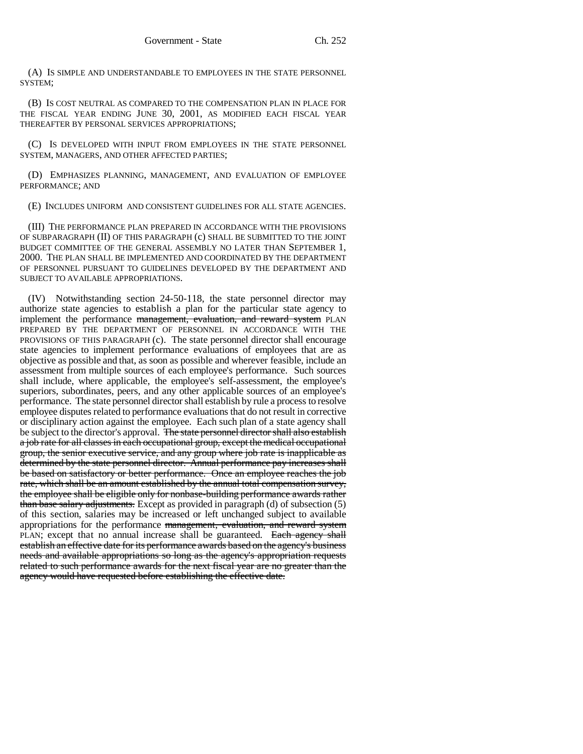(A) IS SIMPLE AND UNDERSTANDABLE TO EMPLOYEES IN THE STATE PERSONNEL SYSTEM;

(B) IS COST NEUTRAL AS COMPARED TO THE COMPENSATION PLAN IN PLACE FOR THE FISCAL YEAR ENDING JUNE 30, 2001, AS MODIFIED EACH FISCAL YEAR THEREAFTER BY PERSONAL SERVICES APPROPRIATIONS;

(C) IS DEVELOPED WITH INPUT FROM EMPLOYEES IN THE STATE PERSONNEL SYSTEM, MANAGERS, AND OTHER AFFECTED PARTIES;

(D) EMPHASIZES PLANNING, MANAGEMENT, AND EVALUATION OF EMPLOYEE PERFORMANCE; AND

(E) INCLUDES UNIFORM AND CONSISTENT GUIDELINES FOR ALL STATE AGENCIES.

(III) THE PERFORMANCE PLAN PREPARED IN ACCORDANCE WITH THE PROVISIONS OF SUBPARAGRAPH (II) OF THIS PARAGRAPH (c) SHALL BE SUBMITTED TO THE JOINT BUDGET COMMITTEE OF THE GENERAL ASSEMBLY NO LATER THAN SEPTEMBER 1, 2000. THE PLAN SHALL BE IMPLEMENTED AND COORDINATED BY THE DEPARTMENT OF PERSONNEL PURSUANT TO GUIDELINES DEVELOPED BY THE DEPARTMENT AND SUBJECT TO AVAILABLE APPROPRIATIONS.

(IV) Notwithstanding section 24-50-118, the state personnel director may authorize state agencies to establish a plan for the particular state agency to implement the performance ~~management, evaluation, and reward system~~ PLAN PREPARED BY THE DEPARTMENT OF PERSONNEL IN ACCORDANCE WITH THE PROVISIONS OF THIS PARAGRAPH (c). The state personnel director shall encourage state agencies to implement performance evaluations of employees that are as objective as possible and that, as soon as possible and wherever feasible, include an assessment from multiple sources of each employee's performance. Such sources shall include, where applicable, the employee's self-assessment, the employee's superiors, subordinates, peers, and any other applicable sources of an employee's performance. The state personnel director shall establish by rule a process to resolve employee disputes related to performance evaluations that do not result in corrective or disciplinary action against the employee. Each such plan of a state agency shall be subject to the director's approval. ~~The state personnel director shall also establish a job rate for all classes in each occupational group, except the medical occupational group, the senior executive service, and any group where job rate is inapplicable as determined by the state personnel director. Annual performance pay increases shall be based on satisfactory or better performance. Once an employee reaches the job rate, which shall be an amount established by the annual total compensation survey, the employee shall be eligible only for nonbase-building performance awards rather than base salary adjustments.~~ Except as provided in paragraph (d) of subsection (5) of this section, salaries may be increased or left unchanged subject to available appropriations for the performance ~~management, evaluation, and reward system~~ PLAN; except that no annual increase shall be guaranteed. ~~Each agency shall establish an effective date for its performance awards based on the agency's business needs and available appropriations so long as the agency's appropriation requests related to such performance awards for the next fiscal year are no greater than the agency would have requested before establishing the effective date.~~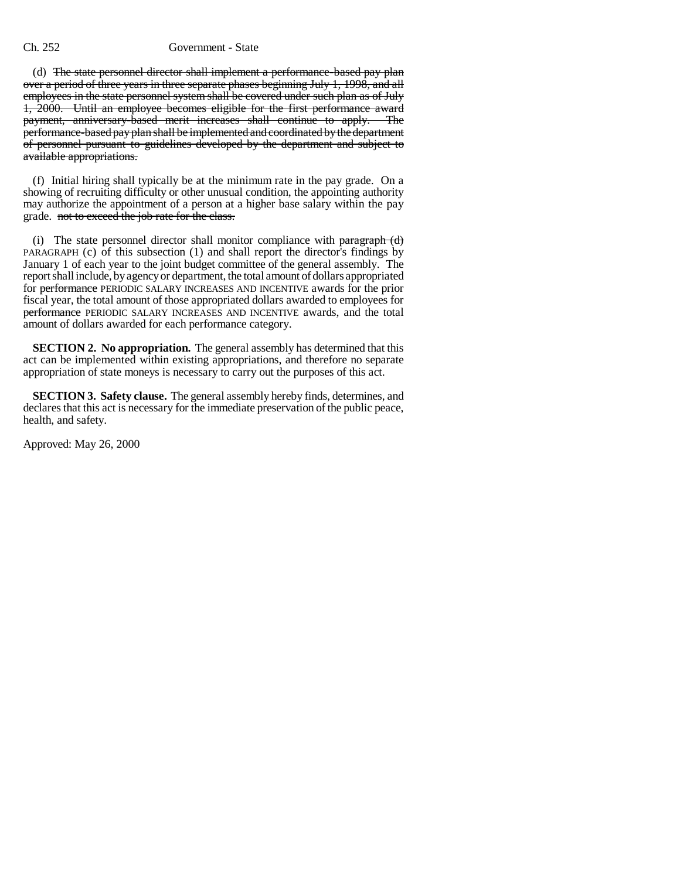(d) ~~The state personnel director shall implement a performance-based pay plan over a period of three years in three separate phases beginning July 1, 1998, and all employees in the state personnel system shall be covered under such plan as of July 1, 2000. Until an employee becomes eligible for the first performance award payment, anniversary-based merit increases shall continue to apply. The performance-based pay plan shall be implemented and coordinated by the department of personnel pursuant to guidelines developed by the department and subject to available appropriations.~~

(f) Initial hiring shall typically be at the minimum rate in the pay grade. On a showing of recruiting difficulty or other unusual condition, the appointing authority may authorize the appointment of a person at a higher base salary within the pay grade. ~~not to exceed the job rate for the class.~~

(i) The state personnel director shall monitor compliance with ~~paragraph (d)~~ PARAGRAPH (c) of this subsection (1) and shall report the director's findings by January 1 of each year to the joint budget committee of the general assembly. The report shall include, by agency or department, the total amount of dollars appropriated for ~~performance~~ PERIODIC SALARY INCREASES AND INCENTIVE awards for the prior fiscal year, the total amount of those appropriated dollars awarded to employees for ~~performance~~ PERIODIC SALARY INCREASES AND INCENTIVE awards, and the total amount of dollars awarded for each performance category.

**SECTION 2. No appropriation.** The general assembly has determined that this act can be implemented within existing appropriations, and therefore no separate appropriation of state moneys is necessary to carry out the purposes of this act.

**SECTION 3. Safety clause.** The general assembly hereby finds, determines, and declares that this act is necessary for the immediate preservation of the public peace, health, and safety.

Approved: May 26, 2000